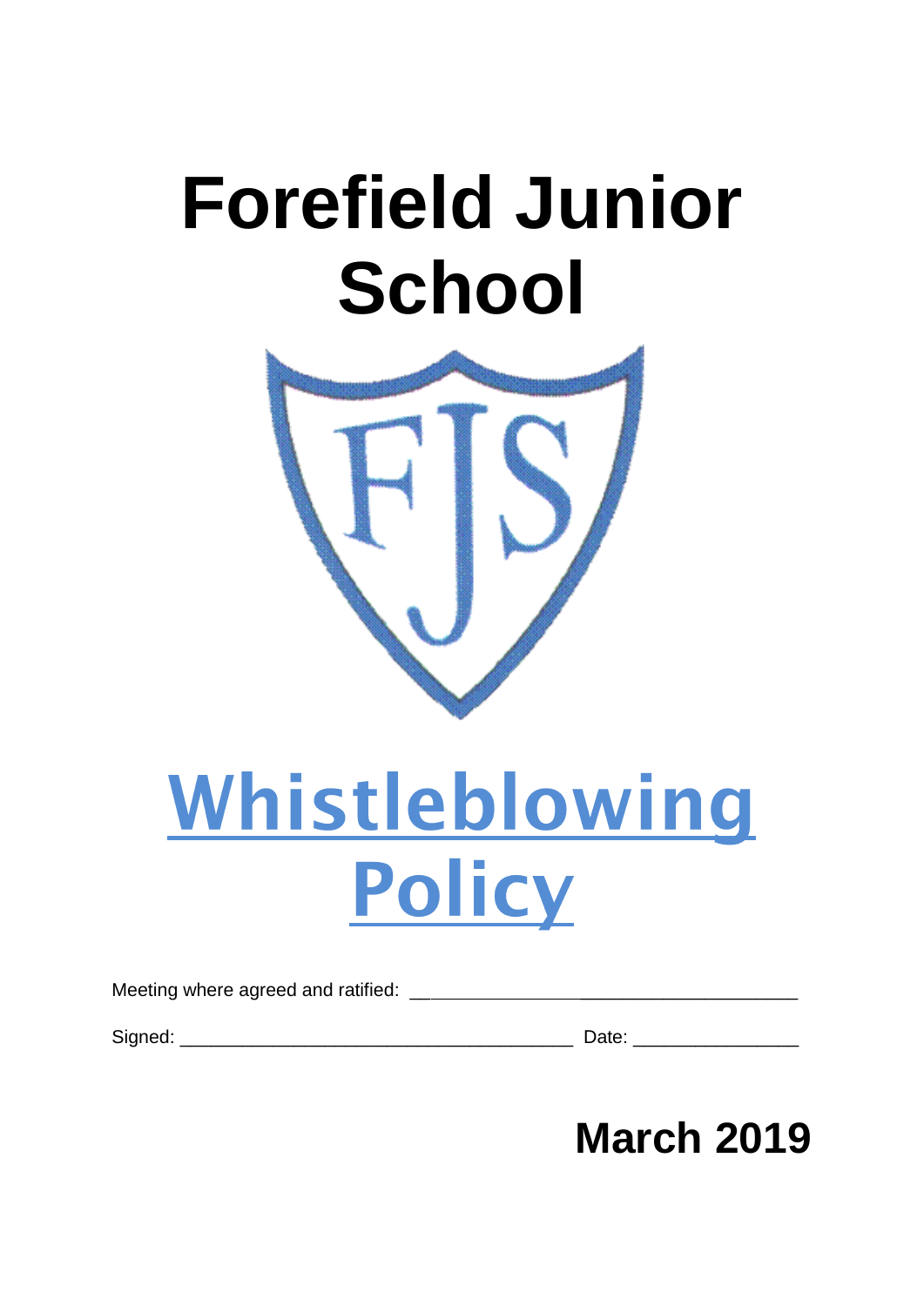# Forefield Junior School

FJS

# Whistleblowing Policy

Meeting where agreed and ratified: ________________________________________

Signed: ______________________________________ Date: _______________

**March 2019**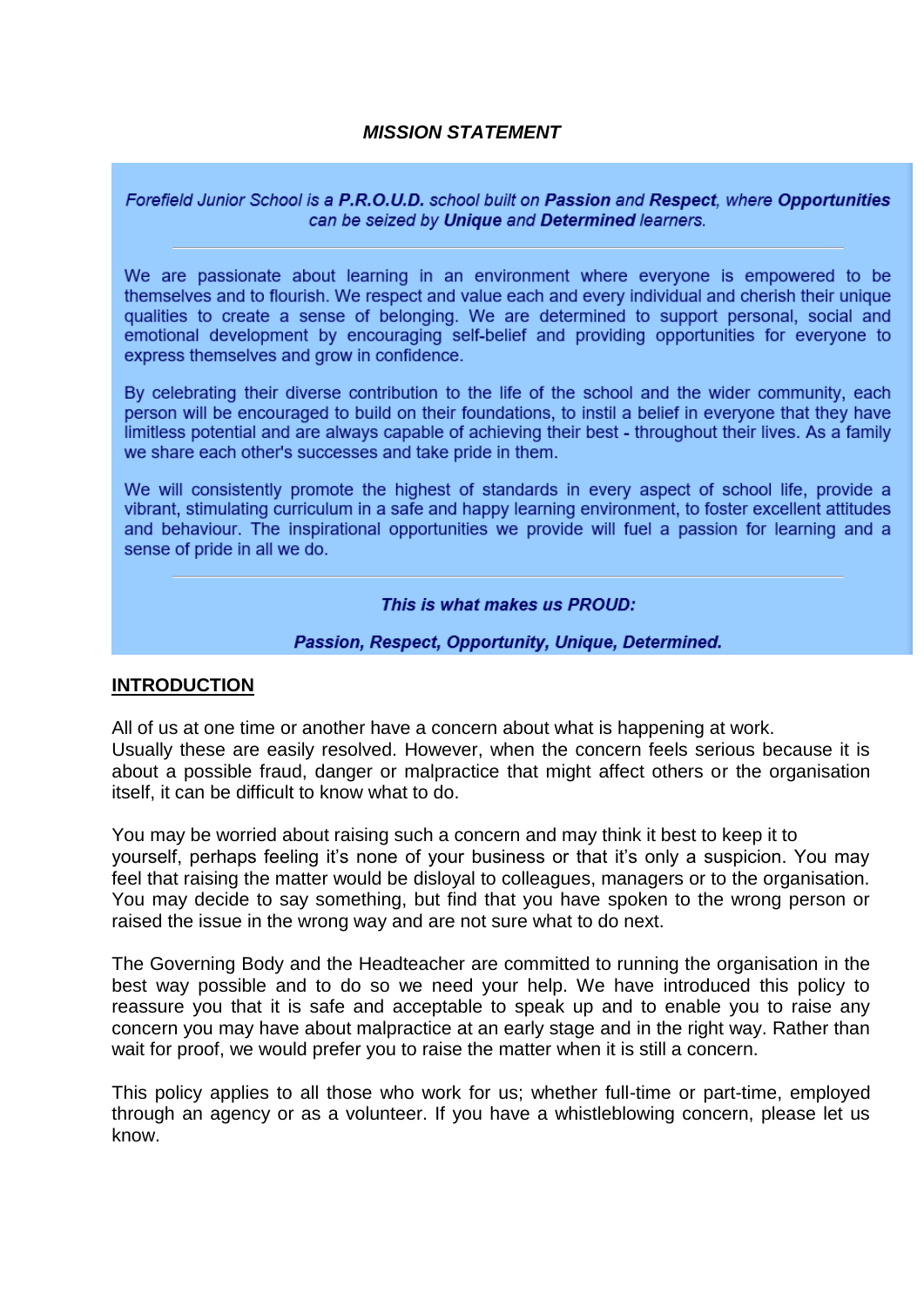### *MISSION STATEMENT*

*Forefield Junior School is a **P.R.O.U.D.** school built on **Passion** and **Respect**, where **Opportunities** can be seized by **Unique** and **Determined** learners.*

---

We are passionate about learning in an environment where everyone is empowered to be themselves and to flourish. We respect and value each and every individual and cherish their unique qualities to create a sense of belonging. We are determined to support personal, social and emotional development by encouraging self-belief and providing opportunities for everyone to express themselves and grow in confidence.

By celebrating their diverse contribution to the life of the school and the wider community, each person will be encouraged to build on their foundations, to instil a belief in everyone that they have limitless potential and are always capable of achieving their best - throughout their lives. As a family we share each other's successes and take pride in them.

We will consistently promote the highest of standards in every aspect of school life, provide a vibrant, stimulating curriculum in a safe and happy learning environment, to foster excellent attitudes and behaviour. The inspirational opportunities we provide will fuel a passion for learning and a sense of pride in all we do.

---

***This is what makes us PROUD:***

***Passion, Respect, Opportunity, Unique, Determined.***

## INTRODUCTION

All of us at one time or another have a concern about what is happening at work. Usually these are easily resolved. However, when the concern feels serious because it is about a possible fraud, danger or malpractice that might affect others or the organisation itself, it can be difficult to know what to do.

You may be worried about raising such a concern and may think it best to keep it to yourself, perhaps feeling it's none of your business or that it's only a suspicion. You may feel that raising the matter would be disloyal to colleagues, managers or to the organisation. You may decide to say something, but find that you have spoken to the wrong person or raised the issue in the wrong way and are not sure what to do next.

The Governing Body and the Headteacher are committed to running the organisation in the best way possible and to do so we need your help. We have introduced this policy to reassure you that it is safe and acceptable to speak up and to enable you to raise any concern you may have about malpractice at an early stage and in the right way. Rather than wait for proof, we would prefer you to raise the matter when it is still a concern.

This policy applies to all those who work for us; whether full-time or part-time, employed through an agency or as a volunteer. If you have a whistleblowing concern, please let us know.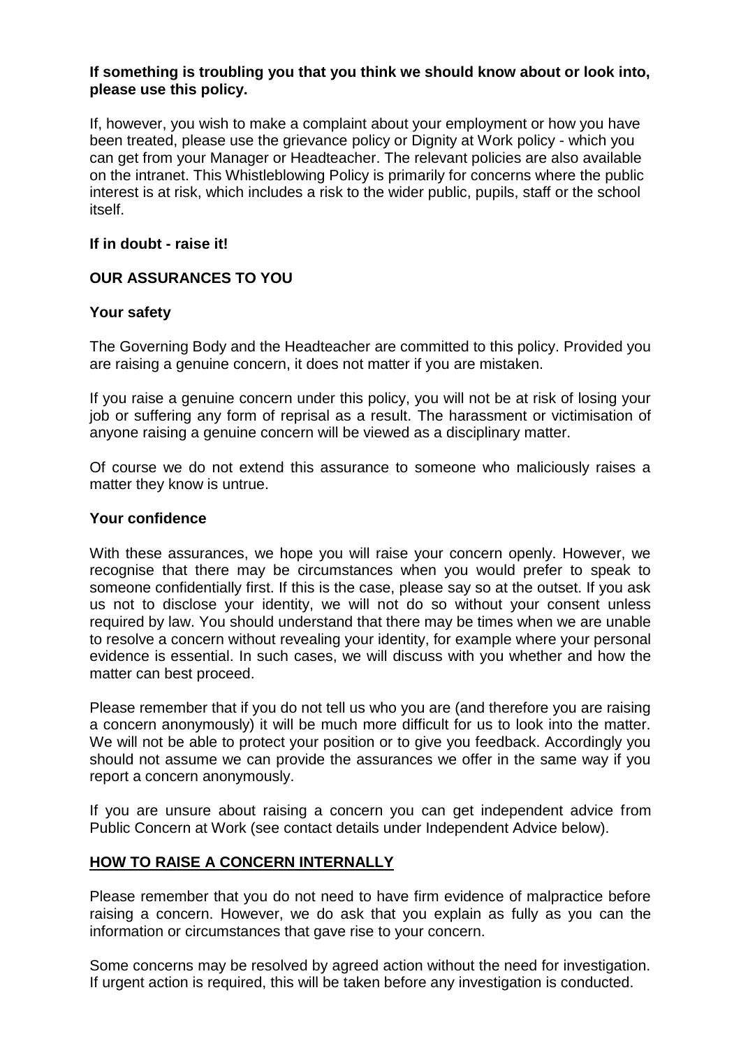**If something is troubling you that you think we should know about or look into, please use this policy.**

If, however, you wish to make a complaint about your employment or how you have been treated, please use the grievance policy or Dignity at Work policy - which you can get from your Manager or Headteacher. The relevant policies are also available on the intranet. This Whistleblowing Policy is primarily for concerns where the public interest is at risk, which includes a risk to the wider public, pupils, staff or the school itself.

**If in doubt - raise it!**

## OUR ASSURANCES TO YOU

### Your safety

The Governing Body and the Headteacher are committed to this policy. Provided you are raising a genuine concern, it does not matter if you are mistaken.

If you raise a genuine concern under this policy, you will not be at risk of losing your job or suffering any form of reprisal as a result. The harassment or victimisation of anyone raising a genuine concern will be viewed as a disciplinary matter.

Of course we do not extend this assurance to someone who maliciously raises a matter they know is untrue.

### Your confidence

With these assurances, we hope you will raise your concern openly. However, we recognise that there may be circumstances when you would prefer to speak to someone confidentially first. If this is the case, please say so at the outset. If you ask us not to disclose your identity, we will not do so without your consent unless required by law. You should understand that there may be times when we are unable to resolve a concern without revealing your identity, for example where your personal evidence is essential. In such cases, we will discuss with you whether and how the matter can best proceed.

Please remember that if you do not tell us who you are (and therefore you are raising a concern anonymously) it will be much more difficult for us to look into the matter. We will not be able to protect your position or to give you feedback. Accordingly you should not assume we can provide the assurances we offer in the same way if you report a concern anonymously.

If you are unsure about raising a concern you can get independent advice from Public Concern at Work (see contact details under Independent Advice below).

## HOW TO RAISE A CONCERN INTERNALLY

Please remember that you do not need to have firm evidence of malpractice before raising a concern. However, we do ask that you explain as fully as you can the information or circumstances that gave rise to your concern.

Some concerns may be resolved by agreed action without the need for investigation. If urgent action is required, this will be taken before any investigation is conducted.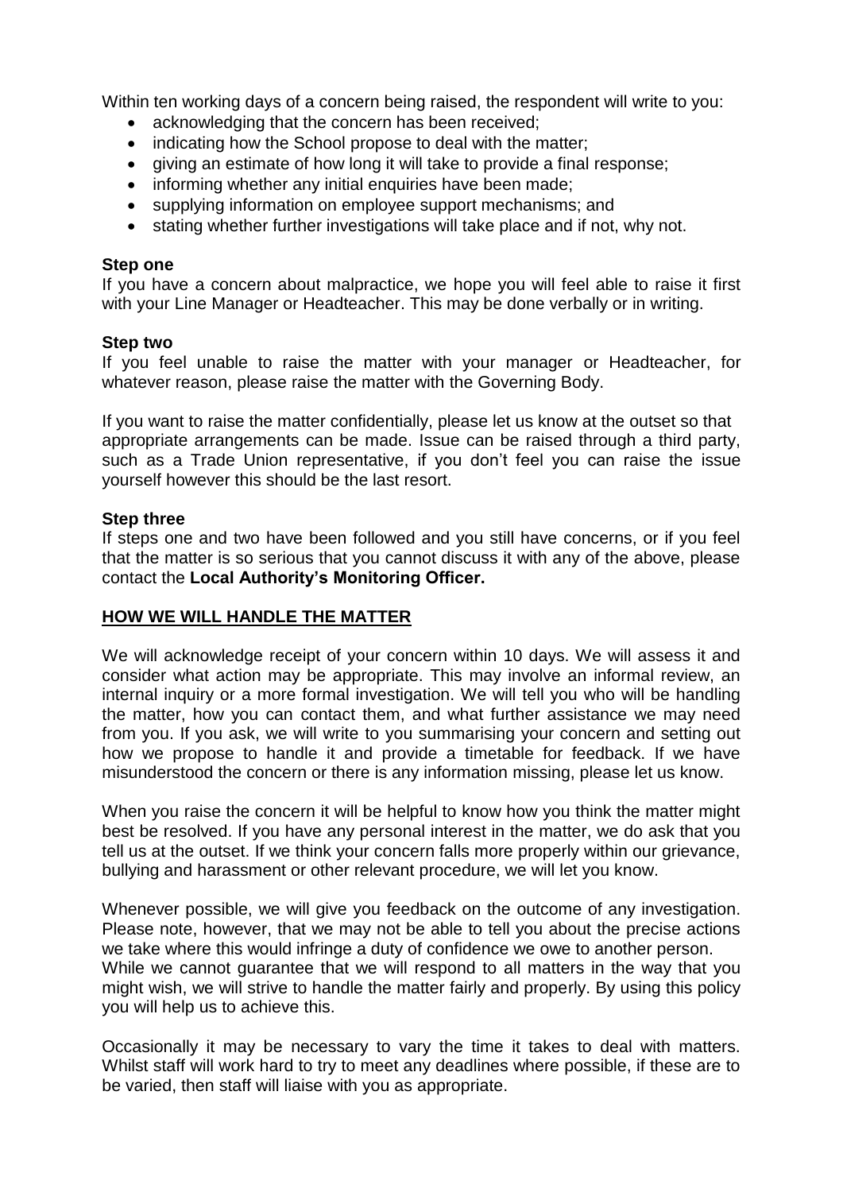Within ten working days of a concern being raised, the respondent will write to you:

- acknowledging that the concern has been received;
- indicating how the School propose to deal with the matter;
- giving an estimate of how long it will take to provide a final response;
- informing whether any initial enquiries have been made;
- supplying information on employee support mechanisms; and
- stating whether further investigations will take place and if not, why not.

**Step one**
If you have a concern about malpractice, we hope you will feel able to raise it first with your Line Manager or Headteacher. This may be done verbally or in writing.

**Step two**
If you feel unable to raise the matter with your manager or Headteacher, for whatever reason, please raise the matter with the Governing Body.

If you want to raise the matter confidentially, please let us know at the outset so that appropriate arrangements can be made. Issue can be raised through a third party, such as a Trade Union representative, if you don't feel you can raise the issue yourself however this should be the last resort.

**Step three**
If steps one and two have been followed and you still have concerns, or if you feel that the matter is so serious that you cannot discuss it with any of the above, please contact the **Local Authority's Monitoring Officer.**

## HOW WE WILL HANDLE THE MATTER

We will acknowledge receipt of your concern within 10 days. We will assess it and consider what action may be appropriate. This may involve an informal review, an internal inquiry or a more formal investigation. We will tell you who will be handling the matter, how you can contact them, and what further assistance we may need from you. If you ask, we will write to you summarising your concern and setting out how we propose to handle it and provide a timetable for feedback. If we have misunderstood the concern or there is any information missing, please let us know.

When you raise the concern it will be helpful to know how you think the matter might best be resolved. If you have any personal interest in the matter, we do ask that you tell us at the outset. If we think your concern falls more properly within our grievance, bullying and harassment or other relevant procedure, we will let you know.

Whenever possible, we will give you feedback on the outcome of any investigation. Please note, however, that we may not be able to tell you about the precise actions we take where this would infringe a duty of confidence we owe to another person. While we cannot guarantee that we will respond to all matters in the way that you might wish, we will strive to handle the matter fairly and properly. By using this policy you will help us to achieve this.

Occasionally it may be necessary to vary the time it takes to deal with matters. Whilst staff will work hard to try to meet any deadlines where possible, if these are to be varied, then staff will liaise with you as appropriate.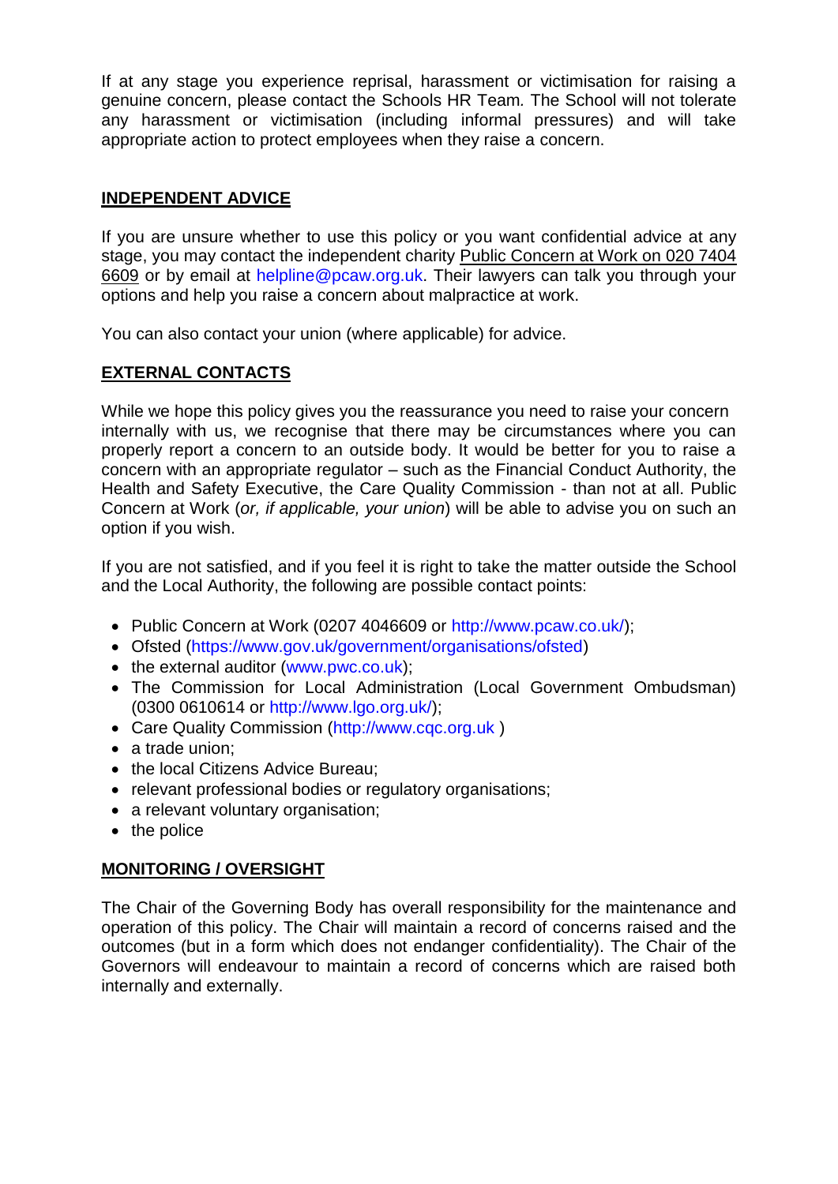If at any stage you experience reprisal, harassment or victimisation for raising a genuine concern, please contact the Schools HR Team. The School will not tolerate any harassment or victimisation (including informal pressures) and will take appropriate action to protect employees when they raise a concern.

## INDEPENDENT ADVICE

If you are unsure whether to use this policy or you want confidential advice at any stage, you may contact the independent charity Public Concern at Work on 020 7404 6609 or by email at helpline@pcaw.org.uk. Their lawyers can talk you through your options and help you raise a concern about malpractice at work.

You can also contact your union (where applicable) for advice.

## EXTERNAL CONTACTS

While we hope this policy gives you the reassurance you need to raise your concern internally with us, we recognise that there may be circumstances where you can properly report a concern to an outside body. It would be better for you to raise a concern with an appropriate regulator – such as the Financial Conduct Authority, the Health and Safety Executive, the Care Quality Commission - than not at all. Public Concern at Work (*or, if applicable, your union*) will be able to advise you on such an option if you wish.

If you are not satisfied, and if you feel it is right to take the matter outside the School and the Local Authority, the following are possible contact points:

- Public Concern at Work (0207 4046609 or http://www.pcaw.co.uk/);
- Ofsted (https://www.gov.uk/government/organisations/ofsted)
- the external auditor (www.pwc.co.uk);
- The Commission for Local Administration (Local Government Ombudsman) (0300 0610614 or http://www.lgo.org.uk/);
- Care Quality Commission (http://www.cqc.org.uk )
- a trade union;
- the local Citizens Advice Bureau;
- relevant professional bodies or regulatory organisations;
- a relevant voluntary organisation;
- the police

## MONITORING / OVERSIGHT

The Chair of the Governing Body has overall responsibility for the maintenance and operation of this policy. The Chair will maintain a record of concerns raised and the outcomes (but in a form which does not endanger confidentiality). The Chair of the Governors will endeavour to maintain a record of concerns which are raised both internally and externally.